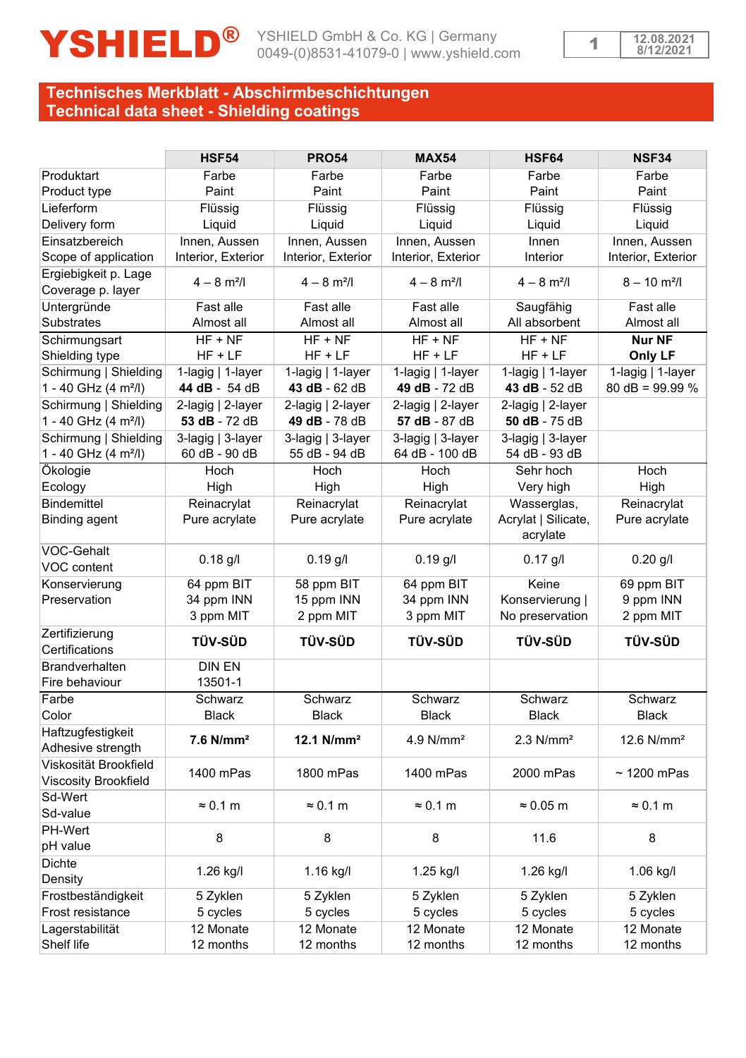# YSHIELD®

YSHIELD GmbH & Co. KG | Germany
0049-(0)8531-41079-0 | www.yshield.com

12.08.2021
8/12/2021

## Technisches Merkblatt - Abschirmbeschichtungen
## Technical data sheet - Shielding coatings

| | HSF54 | PRO54 | MAX54 | HSF64 | NSF34 |
|---|---|---|---|---|---|
| Produktart<br>Product type | Farbe<br>Paint | Farbe<br>Paint | Farbe<br>Paint | Farbe<br>Paint | Farbe<br>Paint |
| Lieferform<br>Delivery form | Flüssig<br>Liquid | Flüssig<br>Liquid | Flüssig<br>Liquid | Flüssig<br>Liquid | Flüssig<br>Liquid |
| Einsatzbereich<br>Scope of application | Innen, Aussen<br>Interior, Exterior | Innen, Aussen<br>Interior, Exterior | Innen, Aussen<br>Interior, Exterior | Innen<br>Interior | Innen, Aussen<br>Interior, Exterior |
| Ergiebigkeit p. Lage<br>Coverage p. layer | 4 – 8 m²/l | 4 – 8 m²/l | 4 – 8 m²/l | 4 – 8 m²/l | 8 – 10 m²/l |
| Untergründe<br>Substrates | Fast alle<br>Almost all | Fast alle<br>Almost all | Fast alle<br>Almost all | Saugfähig<br>All absorbent | Fast alle<br>Almost all |
| Schirmungsart<br>Shielding type | HF + NF<br>HF + LF | HF + NF<br>HF + LF | HF + NF<br>HF + LF | HF + NF<br>HF + LF | **Nur NF**<br>**Only LF** |
| Schirmung \| Shielding<br>1 - 40 GHz (4 m²/l) | 1-lagig \| 1-layer<br>**44 dB** - 54 dB | 1-lagig \| 1-layer<br>**43 dB** - 62 dB | 1-lagig \| 1-layer<br>**49 dB** - 72 dB | 1-lagig \| 1-layer<br>**43 dB** - 52 dB | 1-lagig \| 1-layer<br>80 dB = 99.99 % |
| Schirmung \| Shielding<br>1 - 40 GHz (4 m²/l) | 2-lagig \| 2-layer<br>**53 dB** - 72 dB | 2-lagig \| 2-layer<br>**49 dB** - 78 dB | 2-lagig \| 2-layer<br>**57 dB** - 87 dB | 2-lagig \| 2-layer<br>**50 dB** - 75 dB | |
| Schirmung \| Shielding<br>1 - 40 GHz (4 m²/l) | 3-lagig \| 3-layer<br>60 dB - 90 dB | 3-lagig \| 3-layer<br>55 dB - 94 dB | 3-lagig \| 3-layer<br>64 dB - 100 dB | 3-lagig \| 3-layer<br>54 dB - 93 dB | |
| Ökologie<br>Ecology | Hoch<br>High | Hoch<br>High | Hoch<br>High | Sehr hoch<br>Very high | Hoch<br>High |
| Bindemittel<br>Binding agent | Reinacrylat<br>Pure acrylate | Reinacrylat<br>Pure acrylate | Reinacrylat<br>Pure acrylate | Wasserglas,<br>Acrylat \| Silicate,<br>acrylate | Reinacrylat<br>Pure acrylate |
| VOC-Gehalt<br>VOC content | 0.18 g/l | 0.19 g/l | 0.19 g/l | 0.17 g/l | 0.20 g/l |
| Konservierung<br>Preservation | 64 ppm BIT<br>34 ppm INN<br>3 ppm MIT | 58 ppm BIT<br>15 ppm INN<br>2 ppm MIT | 64 ppm BIT<br>34 ppm INN<br>3 ppm MIT | Keine<br>Konservierung \|<br>No preservation | 69 ppm BIT<br>9 ppm INN<br>2 ppm MIT |
| Zertifizierung<br>Certifications | **TÜV-SÜD** | **TÜV-SÜD** | **TÜV-SÜD** | **TÜV-SÜD** | **TÜV-SÜD** |
| Brandverhalten<br>Fire behaviour | DIN EN<br>13501-1 | | | | |
| Farbe<br>Color | Schwarz<br>Black | Schwarz<br>Black | Schwarz<br>Black | Schwarz<br>Black | Schwarz<br>Black |
| Haftzugfestigkeit<br>Adhesive strength | **7.6 N/mm²** | **12.1 N/mm²** | 4.9 N/mm² | 2.3 N/mm² | 12.6 N/mm² |
| Viskosität Brookfield<br>Viscosity Brookfield | 1400 mPas | 1800 mPas | 1400 mPas | 2000 mPas | ~ 1200 mPas |
| Sd-Wert<br>Sd-value | ≈ 0.1 m | ≈ 0.1 m | ≈ 0.1 m | ≈ 0.05 m | ≈ 0.1 m |
| PH-Wert<br>pH value | 8 | 8 | 8 | 11.6 | 8 |
| Dichte<br>Density | 1.26 kg/l | 1.16 kg/l | 1.25 kg/l | 1.26 kg/l | 1.06 kg/l |
| Frostbeständigkeit<br>Frost resistance | 5 Zyklen<br>5 cycles | 5 Zyklen<br>5 cycles | 5 Zyklen<br>5 cycles | 5 Zyklen<br>5 cycles | 5 Zyklen<br>5 cycles |
| Lagerstabilität<br>Shelf life | 12 Monate<br>12 months | 12 Monate<br>12 months | 12 Monate<br>12 months | 12 Monate<br>12 months | 12 Monate<br>12 months |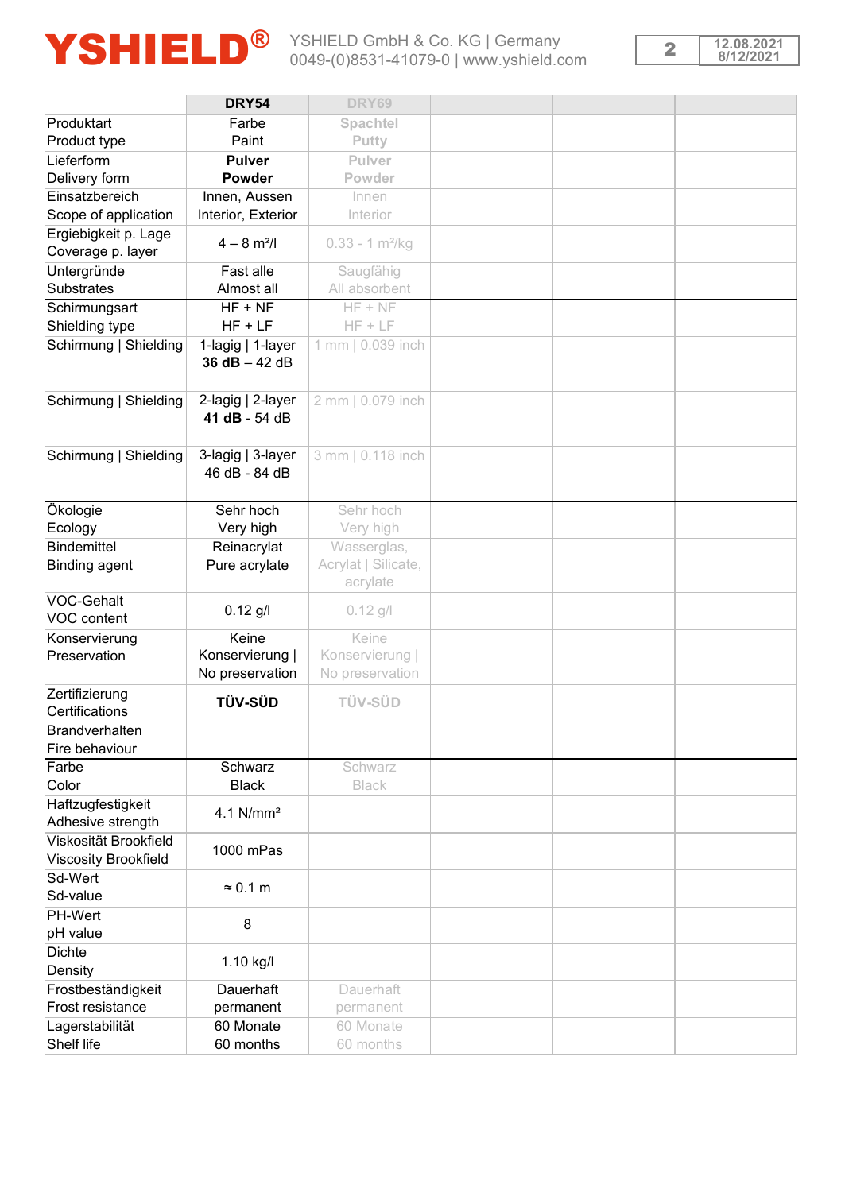| | DRY54 | DRY69 | | | |
|---|---|---|---|---|---|
| Produktart<br>Product type | Farbe<br>Paint | Spachtel<br>Putty | | | |
| Lieferform<br>Delivery form | **Pulver**<br>**Powder** | **Pulver**<br>**Powder** | | | |
| Einsatzbereich<br>Scope of application | Innen, Aussen<br>Interior, Exterior | Innen<br>Interior | | | |
| Ergiebigkeit p. Lage<br>Coverage p. layer | 4 – 8 m²/l | 0.33 - 1 m²/kg | | | |
| Untergründe<br>Substrates | Fast alle<br>Almost all | Saugfähig<br>All absorbent | | | |
| Schirmungsart<br>Shielding type | HF + NF<br>HF + LF | HF + NF<br>HF + LF | | | |
| Schirmung \| Shielding | 1-lagig \| 1-layer<br>**36 dB** – 42 dB | 1 mm \| 0.039 inch | | | |
| Schirmung \| Shielding | 2-lagig \| 2-layer<br>**41 dB** - 54 dB | 2 mm \| 0.079 inch | | | |
| Schirmung \| Shielding | 3-lagig \| 3-layer<br>46 dB - 84 dB | 3 mm \| 0.118 inch | | | |
| Ökologie<br>Ecology | Sehr hoch<br>Very high | Sehr hoch<br>Very high | | | |
| Bindemittel<br>Binding agent | Reinacrylat<br>Pure acrylate | Wasserglas,<br>Acrylat \| Silicate,<br>acrylate | | | |
| VOC-Gehalt<br>VOC content | 0.12 g/l | 0.12 g/l | | | |
| Konservierung<br>Preservation | Keine<br>Konservierung \|<br>No preservation | Keine<br>Konservierung \|<br>No preservation | | | |
| Zertifizierung<br>Certifications | **TÜV-SÜD** | **TÜV-SÜD** | | | |
| Brandverhalten<br>Fire behaviour | | | | | |
| Farbe<br>Color | Schwarz<br>Black | Schwarz<br>Black | | | |
| Haftzugfestigkeit<br>Adhesive strength | 4.1 N/mm² | | | | |
| Viskosität Brookfield<br>Viscosity Brookfield | 1000 mPas | | | | |
| Sd-Wert<br>Sd-value | ≈ 0.1 m | | | | |
| PH-Wert<br>pH value | 8 | | | | |
| Dichte<br>Density | 1.10 kg/l | | | | |
| Frostbeständigkeit<br>Frost resistance | Dauerhaft<br>permanent | Dauerhaft<br>permanent | | | |
| Lagerstabilität<br>Shelf life | 60 Monate<br>60 months | 60 Monate<br>60 months | | | |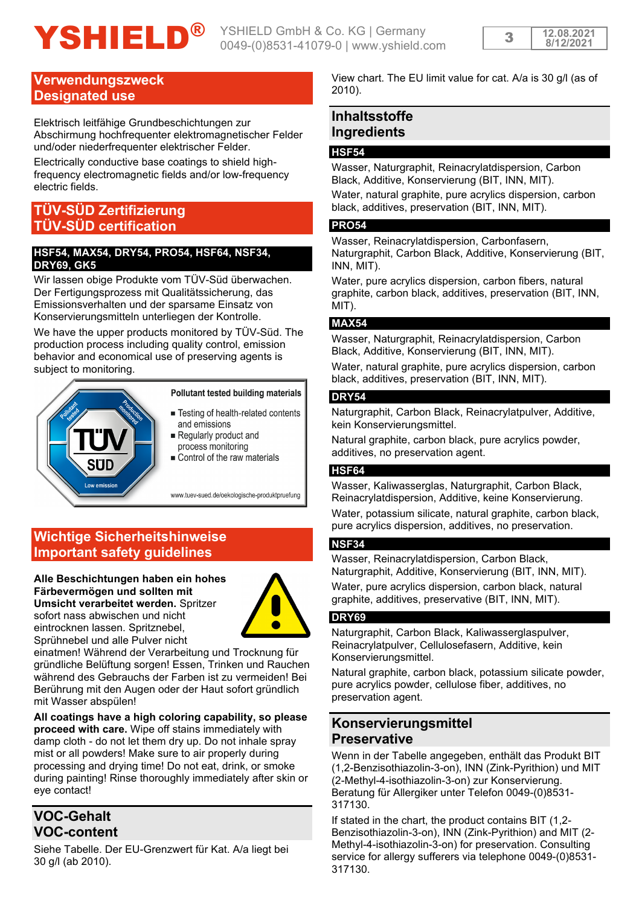## Verwendungszweck
## Designated use

Elektrisch leitfähige Grundbeschichtungen zur Abschirmung hochfrequenter elektromagnetischer Felder und/oder niederfrequenter elektrischer Felder.

Electrically conductive base coatings to shield high-frequency electromagnetic fields and/or low-frequency electric fields.

## TÜV-SÜD Zertifizierung
## TÜV-SÜD certification

### HSF54, MAX54, DRY54, PRO54, HSF64, NSF34, DRY69, GK5

Wir lassen obige Produkte vom TÜV-Süd überwachen. Der Fertigungsprozess mit Qualitätssicherung, das Emissionsverhalten und der sparsame Einsatz von Konservierungsmitteln unterliegen der Kontrolle.

We have the upper products monitored by TÜV-Süd. The production process including quality control, emission behavior and economical use of preserving agents is subject to monitoring.

Pollutant tested building materials

- Testing of health-related contents and emissions
- Regularly product and process monitoring
- Control of the raw materials

www.tuev-sued.de/oekologische-produktpruefung

## Wichtige Sicherheitshinweise
## Important safety guidelines

**Alle Beschichtungen haben ein hohes Färbevermögen und sollten mit Umsicht verarbeitet werden.** Spritzer sofort nass abwischen und nicht eintrocknen lassen. Spritznebel, Sprühnebel und alle Pulver nicht einatmen! Während der Verarbeitung und Trocknung für gründliche Belüftung sorgen! Essen, Trinken und Rauchen während des Gebrauchs der Farben ist zu vermeiden! Bei Berührung mit den Augen oder der Haut sofort gründlich mit Wasser abspülen!

**All coatings have a high coloring capability, so please proceed with care.** Wipe off stains immediately with damp cloth - do not let them dry up. Do not inhale spray mist or all powders! Make sure to air properly during processing and drying time! Do not eat, drink, or smoke during painting! Rinse thoroughly immediately after skin or eye contact!

## VOC-Gehalt
## VOC-content

Siehe Tabelle. Der EU-Grenzwert für Kat. A/a liegt bei 30 g/l (ab 2010).

View chart. The EU limit value for cat. A/a is 30 g/l (as of 2010).

## Inhaltsstoffe
## Ingredients

### HSF54

Wasser, Naturgraphit, Reinacrylatdispersion, Carbon Black, Additive, Konservierung (BIT, INN, MIT).

Water, natural graphite, pure acrylics dispersion, carbon black, additives, preservation (BIT, INN, MIT).

### PRO54

Wasser, Reinacrylatdispersion, Carbonfasern, Naturgraphit, Carbon Black, Additive, Konservierung (BIT, INN, MIT).

Water, pure acrylics dispersion, carbon fibers, natural graphite, carbon black, additives, preservation (BIT, INN, MIT).

### MAX54

Wasser, Naturgraphit, Reinacrylatdispersion, Carbon Black, Additive, Konservierung (BIT, INN, MIT).

Water, natural graphite, pure acrylics dispersion, carbon black, additives, preservation (BIT, INN, MIT).

### DRY54

Naturgraphit, Carbon Black, Reinacrylatpulver, Additive, kein Konservierungsmittel.

Natural graphite, carbon black, pure acrylics powder, additives, no preservation agent.

### HSF64

Wasser, Kaliwasserglas, Naturgraphit, Carbon Black, Reinacrylatdispersion, Additive, keine Konservierung.

Water, potassium silicate, natural graphite, carbon black, pure acrylics dispersion, additives, no preservation.

### NSF34

Wasser, Reinacrylatdispersion, Carbon Black, Naturgraphit, Additive, Konservierung (BIT, INN, MIT).

Water, pure acrylics dispersion, carbon black, natural graphite, additives, preservative (BIT, INN, MIT).

### DRY69

Naturgraphit, Carbon Black, Kaliwasserglaspulver, Reinacrylatpulver, Cellulosefasern, Additive, kein Konservierungsmittel.

Natural graphite, carbon black, potassium silicate powder, pure acrylics powder, cellulose fiber, additives, no preservation agent.

## Konservierungsmittel
## Preservative

Wenn in der Tabelle angegeben, enthält das Produkt BIT (1,2-Benzisothiazolin-3-on), INN (Zink-Pyrithion) und MIT (2-Methyl-4-isothiazolin-3-on) zur Konservierung. Beratung für Allergiker unter Telefon 0049-(0)8531-317130.

If stated in the chart, the product contains BIT (1,2-Benzisothiazolin-3-on), INN (Zink-Pyrithion) and MIT (2-Methyl-4-isothiazolin-3-on) for preservation. Consulting service for allergy sufferers via telephone 0049-(0)8531-317130.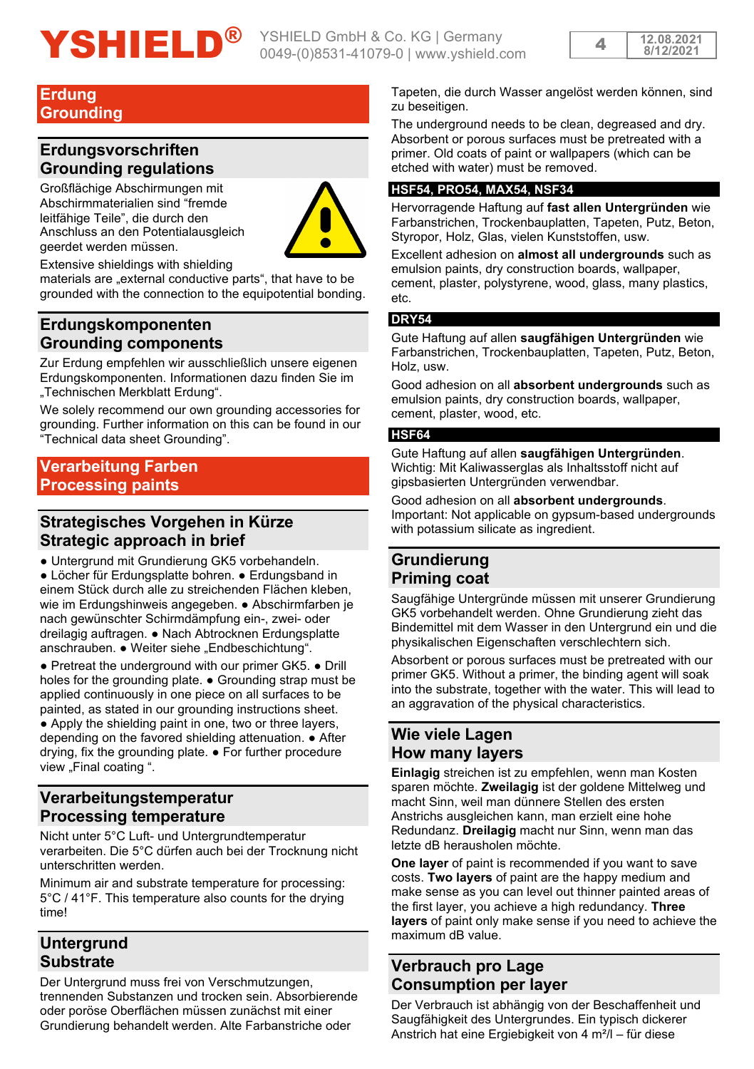## Erdung
## Grounding

### Erdungsvorschriften
### Grounding regulations

Großflächige Abschirmungen mit Abschirmmaterialien sind "fremde leitfähige Teile", die durch den Anschluss an den Potentialausgleich geerdet werden müssen.

Extensive shieldings with shielding materials are „external conductive parts", that have to be grounded with the connection to the equipotential bonding.

### Erdungskomponenten
### Grounding components

Zur Erdung empfehlen wir ausschließlich unsere eigenen Erdungskomponenten. Informationen dazu finden Sie im „Technischen Merkblatt Erdung".

We solely recommend our own grounding accessories for grounding. Further information on this can be found in our "Technical data sheet Grounding".

## Verarbeitung Farben
## Processing paints

### Strategisches Vorgehen in Kürze
### Strategic approach in brief

● Untergrund mit Grundierung GK5 vorbehandeln. ● Löcher für Erdungsplatte bohren. ● Erdungsband in einem Stück durch alle zu streichenden Flächen kleben, wie im Erdungshinweis angegeben. ● Abschirmfarben je nach gewünschter Schirmdämpfung ein-, zwei- oder dreilagig auftragen. ● Nach Abtrocknen Erdungsplatte anschrauben. ● Weiter siehe „Endbeschichtung".

● Pretreat the underground with our primer GK5. ● Drill holes for the grounding plate. ● Grounding strap must be applied continuously in one piece on all surfaces to be painted, as stated in our grounding instructions sheet. ● Apply the shielding paint in one, two or three layers, depending on the favored shielding attenuation. ● After drying, fix the grounding plate. ● For further procedure view „Final coating ".

### Verarbeitungstemperatur
### Processing temperature

Nicht unter 5°C Luft- und Untergrundtemperatur verarbeiten. Die 5°C dürfen auch bei der Trocknung nicht unterschritten werden.

Minimum air and substrate temperature for processing: 5°C / 41°F. This temperature also counts for the drying time!

### Untergrund
### Substrate

Der Untergrund muss frei von Verschmutzungen, trennenden Substanzen und trocken sein. Absorbierende oder poröse Oberflächen müssen zunächst mit einer Grundierung behandelt werden. Alte Farbanstriche oder Tapeten, die durch Wasser angelöst werden können, sind zu beseitigen.

The underground needs to be clean, degreased and dry. Absorbent or porous surfaces must be pretreated with a primer. Old coats of paint or wallpapers (which can be etched with water) must be removed.

#### HSF54, PRO54, MAX54, NSF34

Hervorragende Haftung auf **fast allen Untergründen** wie Farbanstrichen, Trockenbauplatten, Tapeten, Putz, Beton, Styropor, Holz, Glas, vielen Kunststoffen, usw.

Excellent adhesion on **almost all undergrounds** such as emulsion paints, dry construction boards, wallpaper, cement, plaster, polystyrene, wood, glass, many plastics, etc.

#### DRY54

Gute Haftung auf allen **saugfähigen Untergründen** wie Farbanstrichen, Trockenbauplatten, Tapeten, Putz, Beton, Holz, usw.

Good adhesion on all **absorbent undergrounds** such as emulsion paints, dry construction boards, wallpaper, cement, plaster, wood, etc.

#### HSF64

Gute Haftung auf allen **saugfähigen Untergründen**. Wichtig: Mit Kaliwasserglas als Inhaltsstoff nicht auf gipsbasierten Untergründen verwendbar.

Good adhesion on all **absorbent undergrounds**. Important: Not applicable on gypsum-based undergrounds with potassium silicate as ingredient.

### Grundierung
### Priming coat

Saugfähige Untergründe müssen mit unserer Grundierung GK5 vorbehandelt werden. Ohne Grundierung zieht das Bindemittel mit dem Wasser in den Untergrund ein und die physikalischen Eigenschaften verschlechtern sich.

Absorbent or porous surfaces must be pretreated with our primer GK5. Without a primer, the binding agent will soak into the substrate, together with the water. This will lead to an aggravation of the physical characteristics.

### Wie viele Lagen
### How many layers

**Einlagig** streichen ist zu empfehlen, wenn man Kosten sparen möchte. **Zweilagig** ist der goldene Mittelweg und macht Sinn, weil man dünnere Stellen des ersten Anstrichs ausgleichen kann, man erzielt eine hohe Redundanz. **Dreilagig** macht nur Sinn, wenn man das letzte dB herausholen möchte.

**One layer** of paint is recommended if you want to save costs. **Two layers** of paint are the happy medium and make sense as you can level out thinner painted areas of the first layer, you achieve a high redundancy. **Three layers** of paint only make sense if you need to achieve the maximum dB value.

### Verbrauch pro Lage
### Consumption per layer

Der Verbrauch ist abhängig von der Beschaffenheit und Saugfähigkeit des Untergrundes. Ein typisch dickerer Anstrich hat eine Ergiebigkeit von 4 m²/l – für diese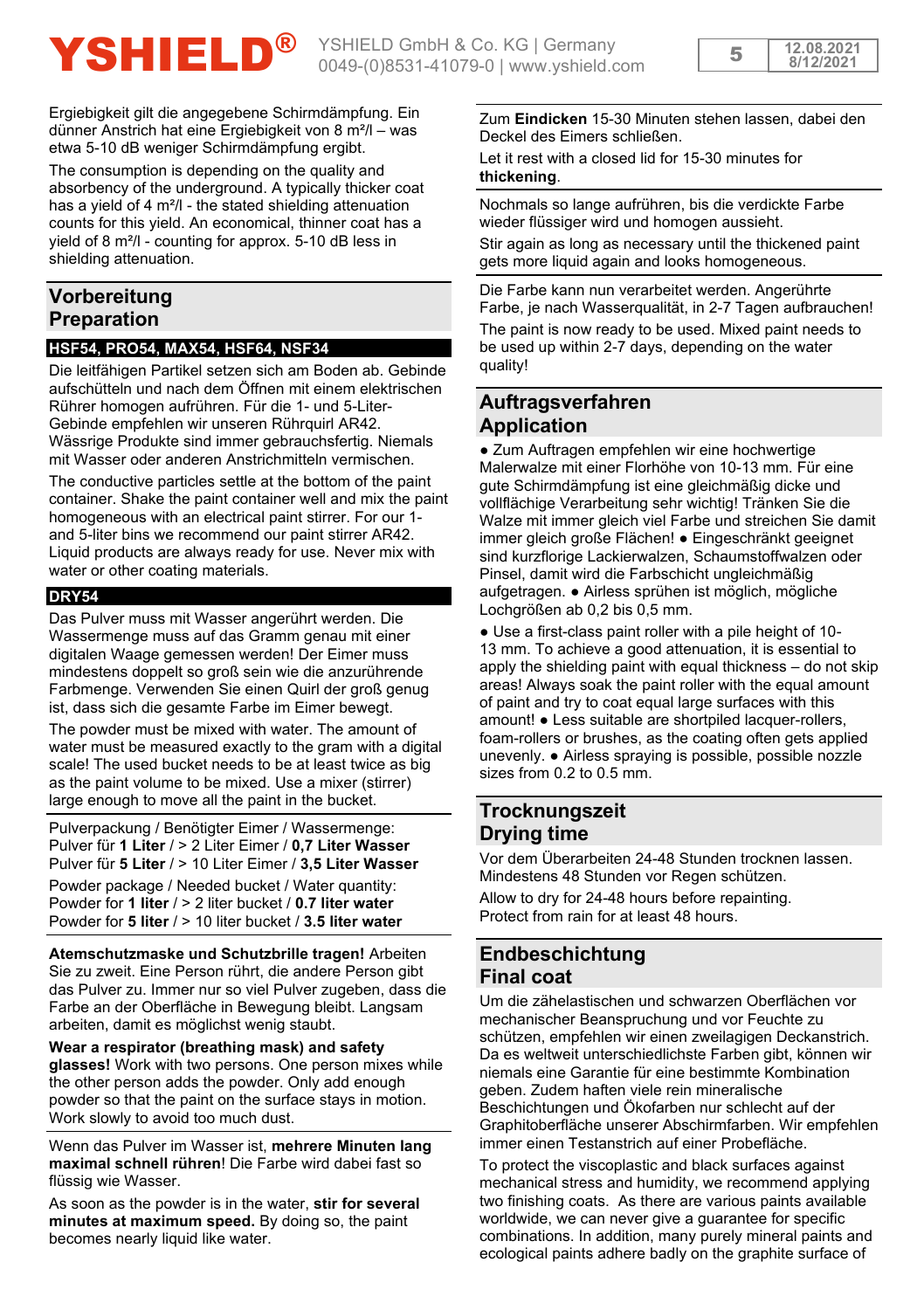Ergiebigkeit gilt die angegebene Schirmdämpfung. Ein dünner Anstrich hat eine Ergiebigkeit von 8 m²/l – was etwa 5-10 dB weniger Schirmdämpfung ergibt.

The consumption is depending on the quality and absorbency of the underground. A typically thicker coat has a yield of 4 m²/l - the stated shielding attenuation counts for this yield. An economical, thinner coat has a yield of 8 m²/l - counting for approx. 5-10 dB less in shielding attenuation.

## Vorbereitung
## Preparation

### HSF54, PRO54, MAX54, HSF64, NSF34

Die leitfähigen Partikel setzen sich am Boden ab. Gebinde aufschütteln und nach dem Öffnen mit einem elektrischen Rührer homogen aufrühren. Für die 1- und 5-Liter-Gebinde empfehlen wir unseren Rührquirl AR42. Wässrige Produkte sind immer gebrauchsfertig. Niemals mit Wasser oder anderen Anstrichmitteln vermischen.

The conductive particles settle at the bottom of the paint container. Shake the paint container well and mix the paint homogeneous with an electrical paint stirrer. For our 1- and 5-liter bins we recommend our paint stirrer AR42. Liquid products are always ready for use. Never mix with water or other coating materials.

### DRY54

Das Pulver muss mit Wasser angerührt werden. Die Wassermenge muss auf das Gramm genau mit einer digitalen Waage gemessen werden! Der Eimer muss mindestens doppelt so groß sein wie die anzurührende Farbmenge. Verwenden Sie einen Quirl der groß genug ist, dass sich die gesamte Farbe im Eimer bewegt.

The powder must be mixed with water. The amount of water must be measured exactly to the gram with a digital scale! The used bucket needs to be at least twice as big as the paint volume to be mixed. Use a mixer (stirrer) large enough to move all the paint in the bucket.

Pulverpackung / Benötigter Eimer / Wassermenge:
Pulver für **1 Liter** / > 2 Liter Eimer / **0,7 Liter Wasser**
Pulver für **5 Liter** / > 10 Liter Eimer / **3,5 Liter Wasser**

Powder package / Needed bucket / Water quantity:
Powder for **1 liter** / > 2 liter bucket / **0.7 liter water**
Powder for **5 liter** / > 10 liter bucket / **3.5 liter water**

**Atemschutzmaske und Schutzbrille tragen!** Arbeiten Sie zu zweit. Eine Person rührt, die andere Person gibt das Pulver zu. Immer nur so viel Pulver zugeben, dass die Farbe an der Oberfläche in Bewegung bleibt. Langsam arbeiten, damit es möglichst wenig staubt.

**Wear a respirator (breathing mask) and safety glasses!** Work with two persons. One person mixes while the other person adds the powder. Only add enough powder so that the paint on the surface stays in motion. Work slowly to avoid too much dust.

Wenn das Pulver im Wasser ist, **mehrere Minuten lang maximal schnell rühren**! Die Farbe wird dabei fast so flüssig wie Wasser.

As soon as the powder is in the water, **stir for several minutes at maximum speed.** By doing so, the paint becomes nearly liquid like water.

Zum **Eindicken** 15-30 Minuten stehen lassen, dabei den Deckel des Eimers schließen.

Let it rest with a closed lid for 15-30 minutes for **thickening**.

Nochmals so lange aufrühren, bis die verdickte Farbe wieder flüssiger wird und homogen aussieht.

Stir again as long as necessary until the thickened paint gets more liquid again and looks homogeneous.

Die Farbe kann nun verarbeitet werden. Angerührte Farbe, je nach Wasserqualität, in 2-7 Tagen aufbrauchen!

The paint is now ready to be used. Mixed paint needs to be used up within 2-7 days, depending on the water quality!

## Auftragsverfahren
## Application

● Zum Auftragen empfehlen wir eine hochwertige Malerwalze mit einer Florhöhe von 10-13 mm. Für eine gute Schirmdämpfung ist eine gleichmäßig dicke und vollflächige Verarbeitung sehr wichtig! Tränken Sie die Walze mit immer gleich viel Farbe und streichen Sie damit immer gleich große Flächen! ● Eingeschränkt geeignet sind kurzflorige Lackierwalzen, Schaumstoffwalzen oder Pinsel, damit wird die Farbschicht ungleichmäßig aufgetragen. ● Airless sprühen ist möglich, mögliche Lochgrößen ab 0,2 bis 0,5 mm.

● Use a first-class paint roller with a pile height of 10-13 mm. To achieve a good attenuation, it is essential to apply the shielding paint with equal thickness – do not skip areas! Always soak the paint roller with the equal amount of paint and try to coat equal large surfaces with this amount! ● Less suitable are shortpiled lacquer-rollers, foam-rollers or brushes, as the coating often gets applied unevenly. ● Airless spraying is possible, possible nozzle sizes from 0.2 to 0.5 mm.

## Trocknungszeit
## Drying time

Vor dem Überarbeiten 24-48 Stunden trocknen lassen. Mindestens 48 Stunden vor Regen schützen.

Allow to dry for 24-48 hours before repainting. Protect from rain for at least 48 hours.

## Endbeschichtung
## Final coat

Um die zähelastischen und schwarzen Oberflächen vor mechanischer Beanspruchung und vor Feuchte zu schützen, empfehlen wir einen zweilagigen Deckanstrich. Da es weltweit unterschiedlichste Farben gibt, können wir niemals eine Garantie für eine bestimmte Kombination geben. Zudem haften viele rein mineralische Beschichtungen und Ökofarben nur schlecht auf der Graphitoberfläche unserer Abschirmfarben. Wir empfehlen immer einen Testanstrich auf einer Probefläche.

To protect the viscoplastic and black surfaces against mechanical stress and humidity, we recommend applying two finishing coats. As there are various paints available worldwide, we can never give a guarantee for specific combinations. In addition, many purely mineral paints and ecological paints adhere badly on the graphite surface of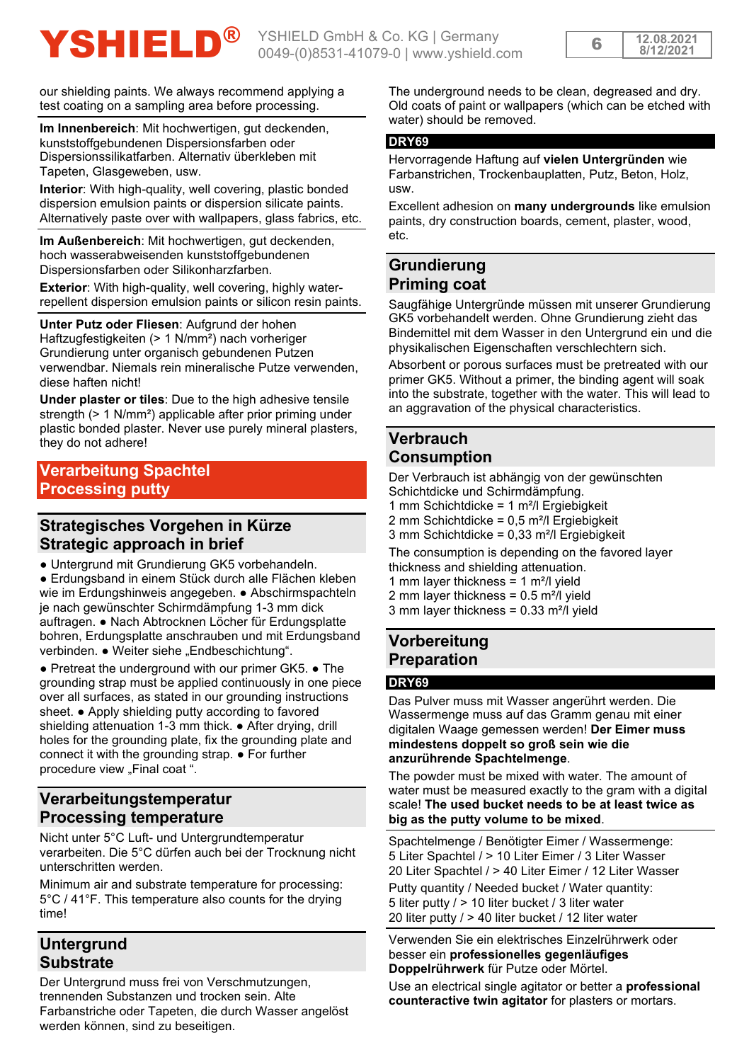our shielding paints. We always recommend applying a test coating on a sampling area before processing.

**Im Innenbereich**: Mit hochwertigen, gut deckenden, kunststoffgebundenen Dispersionsfarben oder Dispersionssilikatfarben. Alternativ überkleben mit Tapeten, Glasgeweben, usw.

**Interior**: With high-quality, well covering, plastic bonded dispersion emulsion paints or dispersion silicate paints. Alternatively paste over with wallpapers, glass fabrics, etc.

**Im Außenbereich**: Mit hochwertigen, gut deckenden, hoch wasserabweisenden kunststoffgebundenen Dispersionsfarben oder Silikonharzfarben.

**Exterior**: With high-quality, well covering, highly water-repellent dispersion emulsion paints or silicon resin paints.

**Unter Putz oder Fliesen**: Aufgrund der hohen Haftzugfestigkeiten (> 1 N/mm²) nach vorheriger Grundierung unter organisch gebundenen Putzen verwendbar. Niemals rein mineralische Putze verwenden, diese haften nicht!

**Under plaster or tiles**: Due to the high adhesive tensile strength (> 1 N/mm²) applicable after prior priming under plastic bonded plaster. Never use purely mineral plasters, they do not adhere!

# Verarbeitung Spachtel
# Processing putty

## Strategisches Vorgehen in Kürze
## Strategic approach in brief

● Untergrund mit Grundierung GK5 vorbehandeln. ● Erdungsband in einem Stück durch alle Flächen kleben wie im Erdungshinweis angegeben. ● Abschirmspachteln je nach gewünschter Schirmdämpfung 1-3 mm dick auftragen. ● Nach Abtrocknen Löcher für Erdungsplatte bohren, Erdungsplatte anschrauben und mit Erdungsband verbinden. ● Weiter siehe „Endbeschichtung".

● Pretreat the underground with our primer GK5. ● The grounding strap must be applied continuously in one piece over all surfaces, as stated in our grounding instructions sheet. ● Apply shielding putty according to favored shielding attenuation 1-3 mm thick. ● After drying, drill holes for the grounding plate, fix the grounding plate and connect it with the grounding strap. ● For further procedure view „Final coat ".

## Verarbeitungstemperatur
## Processing temperature

Nicht unter 5°C Luft- und Untergrundtemperatur verarbeiten. Die 5°C dürfen auch bei der Trocknung nicht unterschritten werden.

Minimum air and substrate temperature for processing: 5°C / 41°F. This temperature also counts for the drying time!

## Untergrund
## Substrate

Der Untergrund muss frei von Verschmutzungen, trennenden Substanzen und trocken sein. Alte Farbanstriche oder Tapeten, die durch Wasser angelöst werden können, sind zu beseitigen.

The underground needs to be clean, degreased and dry. Old coats of paint or wallpapers (which can be etched with water) should be removed.

**DRY69**

Hervorragende Haftung auf **vielen Untergründen** wie Farbanstrichen, Trockenbauplatten, Putz, Beton, Holz, usw.

Excellent adhesion on **many undergrounds** like emulsion paints, dry construction boards, cement, plaster, wood, etc.

## Grundierung
## Priming coat

Saugfähige Untergründe müssen mit unserer Grundierung GK5 vorbehandelt werden. Ohne Grundierung zieht das Bindemittel mit dem Wasser in den Untergrund ein und die physikalischen Eigenschaften verschlechtern sich.

Absorbent or porous surfaces must be pretreated with our primer GK5. Without a primer, the binding agent will soak into the substrate, together with the water. This will lead to an aggravation of the physical characteristics.

## Verbrauch
## Consumption

Der Verbrauch ist abhängig von der gewünschten Schichtdicke und Schirmdämpfung.
1 mm Schichtdicke = 1 m²/l Ergiebigkeit
2 mm Schichtdicke = 0,5 m²/l Ergiebigkeit
3 mm Schichtdicke = 0,33 m²/l Ergiebigkeit

The consumption is depending on the favored layer thickness and shielding attenuation.
1 mm layer thickness = 1 m²/l yield
2 mm layer thickness = 0.5 m²/l yield
3 mm layer thickness = 0.33 m²/l yield

## Vorbereitung
## Preparation

**DRY69**

Das Pulver muss mit Wasser angerührt werden. Die Wassermenge muss auf das Gramm genau mit einer digitalen Waage gemessen werden! **Der Eimer muss mindestens doppelt so groß sein wie die anzurührende Spachtelmenge**.

The powder must be mixed with water. The amount of water must be measured exactly to the gram with a digital scale! **The used bucket needs to be at least twice as big as the putty volume to be mixed**.

Spachtelmenge / Benötigter Eimer / Wassermenge:
5 Liter Spachtel / > 10 Liter Eimer / 3 Liter Wasser
20 Liter Spachtel / > 40 Liter Eimer / 12 Liter Wasser

Putty quantity / Needed bucket / Water quantity:
5 liter putty / > 10 liter bucket / 3 liter water
20 liter putty / > 40 liter bucket / 12 liter water

Verwenden Sie ein elektrisches Einzelrührwerk oder besser ein **professionelles gegenläufiges Doppelrührwerk** für Putze oder Mörtel.

Use an electrical single agitator or better a **professional counteractive twin agitator** for plasters or mortars.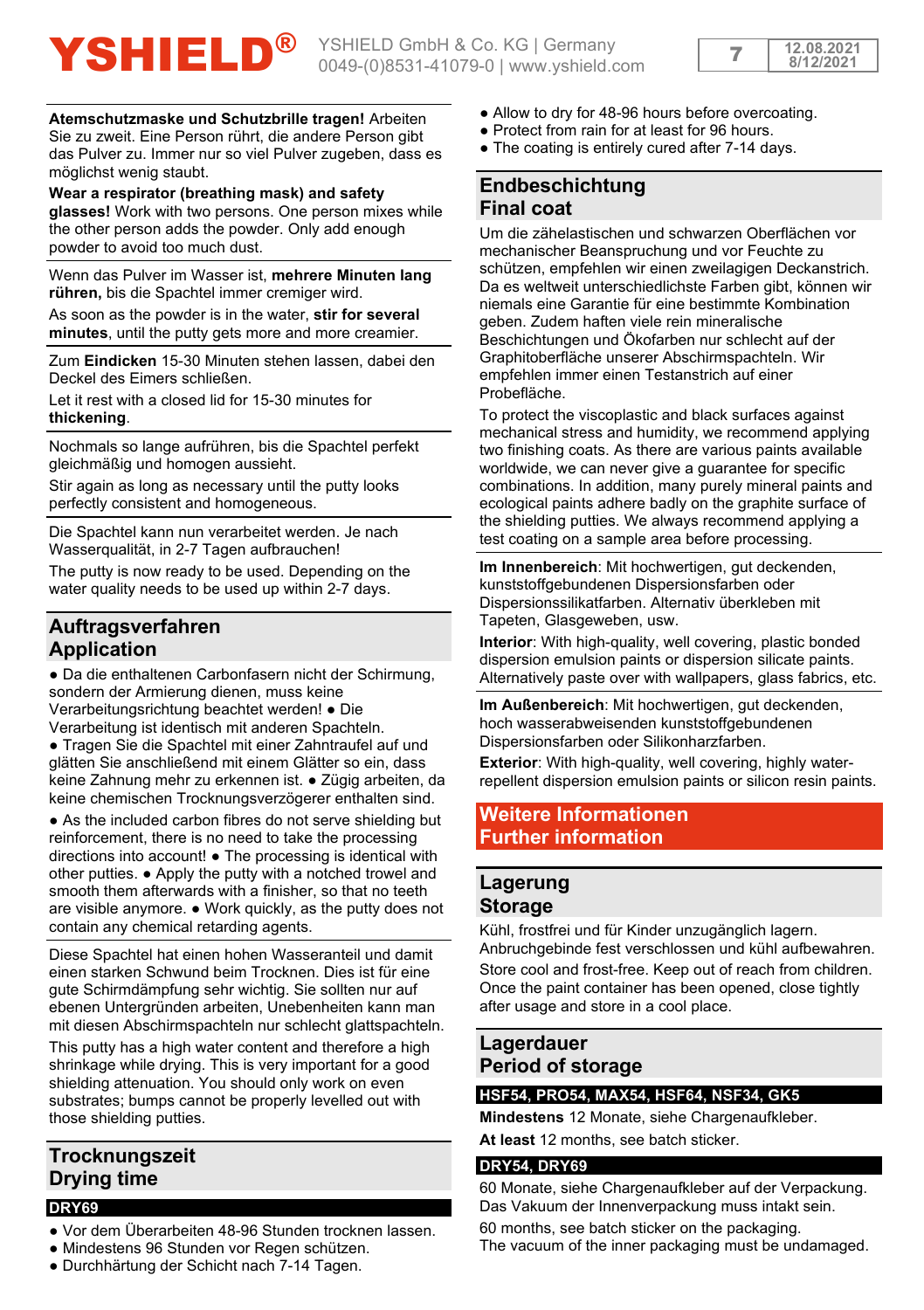**Atemschutzmaske und Schutzbrille tragen!** Arbeiten Sie zu zweit. Eine Person rührt, die andere Person gibt das Pulver zu. Immer nur so viel Pulver zugeben, dass es möglichst wenig staubt.

**Wear a respirator (breathing mask) and safety glasses!** Work with two persons. One person mixes while the other person adds the powder. Only add enough powder to avoid too much dust.

Wenn das Pulver im Wasser ist, **mehrere Minuten lang rühren,** bis die Spachtel immer cremiger wird.

As soon as the powder is in the water, **stir for several minutes**, until the putty gets more and more creamier.

Zum **Eindicken** 15-30 Minuten stehen lassen, dabei den Deckel des Eimers schließen.

Let it rest with a closed lid for 15-30 minutes for **thickening**.

Nochmals so lange aufrühren, bis die Spachtel perfekt gleichmäßig und homogen aussieht.

Stir again as long as necessary until the putty looks perfectly consistent and homogeneous.

Die Spachtel kann nun verarbeitet werden. Je nach Wasserqualität, in 2-7 Tagen aufbrauchen!

The putty is now ready to be used. Depending on the water quality needs to be used up within 2-7 days.

## Auftragsverfahren
## Application

● Da die enthaltenen Carbonfasern nicht der Schirmung, sondern der Armierung dienen, muss keine Verarbeitungsrichtung beachtet werden! ● Die Verarbeitung ist identisch mit anderen Spachteln. ● Tragen Sie die Spachtel mit einer Zahntraufel auf und glätten Sie anschließend mit einem Glätter so ein, dass keine Zahnung mehr zu erkennen ist. ● Zügig arbeiten, da keine chemischen Trocknungsverzögerer enthalten sind.

● As the included carbon fibres do not serve shielding but reinforcement, there is no need to take the processing directions into account! ● The processing is identical with other putties. ● Apply the putty with a notched trowel and smooth them afterwards with a finisher, so that no teeth are visible anymore. ● Work quickly, as the putty does not contain any chemical retarding agents.

Diese Spachtel hat einen hohen Wasseranteil und damit einen starken Schwund beim Trocknen. Dies ist für eine gute Schirmdämpfung sehr wichtig. Sie sollten nur auf ebenen Untergründen arbeiten, Unebenheiten kann man mit diesen Abschirmspachteln nur schlecht glattspachteln.

This putty has a high water content and therefore a high shrinkage while drying. This is very important for a good shielding attenuation. You should only work on even substrates; bumps cannot be properly levelled out with those shielding putties.

## Trocknungszeit
## Drying time

**DRY69**

- Vor dem Überarbeiten 48-96 Stunden trocknen lassen.
- Mindestens 96 Stunden vor Regen schützen.
- Durchhärtung der Schicht nach 7-14 Tagen.

- Allow to dry for 48-96 hours before overcoating.
- Protect from rain for at least for 96 hours.
- The coating is entirely cured after 7-14 days.

## Endbeschichtung
## Final coat

Um die zähelastischen und schwarzen Oberflächen vor mechanischer Beanspruchung und vor Feuchte zu schützen, empfehlen wir einen zweilagigen Deckanstrich. Da es weltweit unterschiedlichste Farben gibt, können wir niemals eine Garantie für eine bestimmte Kombination geben. Zudem haften viele rein mineralische Beschichtungen und Ökofarben nur schlecht auf der Graphitoberfläche unserer Abschirmspachteln. Wir empfehlen immer einen Testanstrich auf einer Probefläche.

To protect the viscoplastic and black surfaces against mechanical stress and humidity, we recommend applying two finishing coats. As there are various paints available worldwide, we can never give a guarantee for specific combinations. In addition, many purely mineral paints and ecological paints adhere badly on the graphite surface of the shielding putties. We always recommend applying a test coating on a sample area before processing.

**Im Innenbereich**: Mit hochwertigen, gut deckenden, kunststoffgebundenen Dispersionsfarben oder Dispersionssilikatfarben. Alternativ überkleben mit Tapeten, Glasgeweben, usw.

**Interior**: With high-quality, well covering, plastic bonded dispersion emulsion paints or dispersion silicate paints. Alternatively paste over with wallpapers, glass fabrics, etc.

**Im Außenbereich**: Mit hochwertigen, gut deckenden, hoch wasserabweisenden kunststoffgebundenen Dispersionsfarben oder Silikonharzfarben.

**Exterior**: With high-quality, well covering, highly water-repellent dispersion emulsion paints or silicon resin paints.

# Weitere Informationen
# Further information

## Lagerung
## Storage

Kühl, frostfrei und für Kinder unzugänglich lagern. Anbruchgebinde fest verschlossen und kühl aufbewahren.

Store cool and frost-free. Keep out of reach from children. Once the paint container has been opened, close tightly after usage and store in a cool place.

## Lagerdauer
## Period of storage

**HSF54, PRO54, MAX54, HSF64, NSF34, GK5**

**Mindestens** 12 Monate, siehe Chargenaufkleber.

**At least** 12 months, see batch sticker.

**DRY54, DRY69**

60 Monate, siehe Chargenaufkleber auf der Verpackung. Das Vakuum der Innenverpackung muss intakt sein.

60 months, see batch sticker on the packaging. The vacuum of the inner packaging must be undamaged.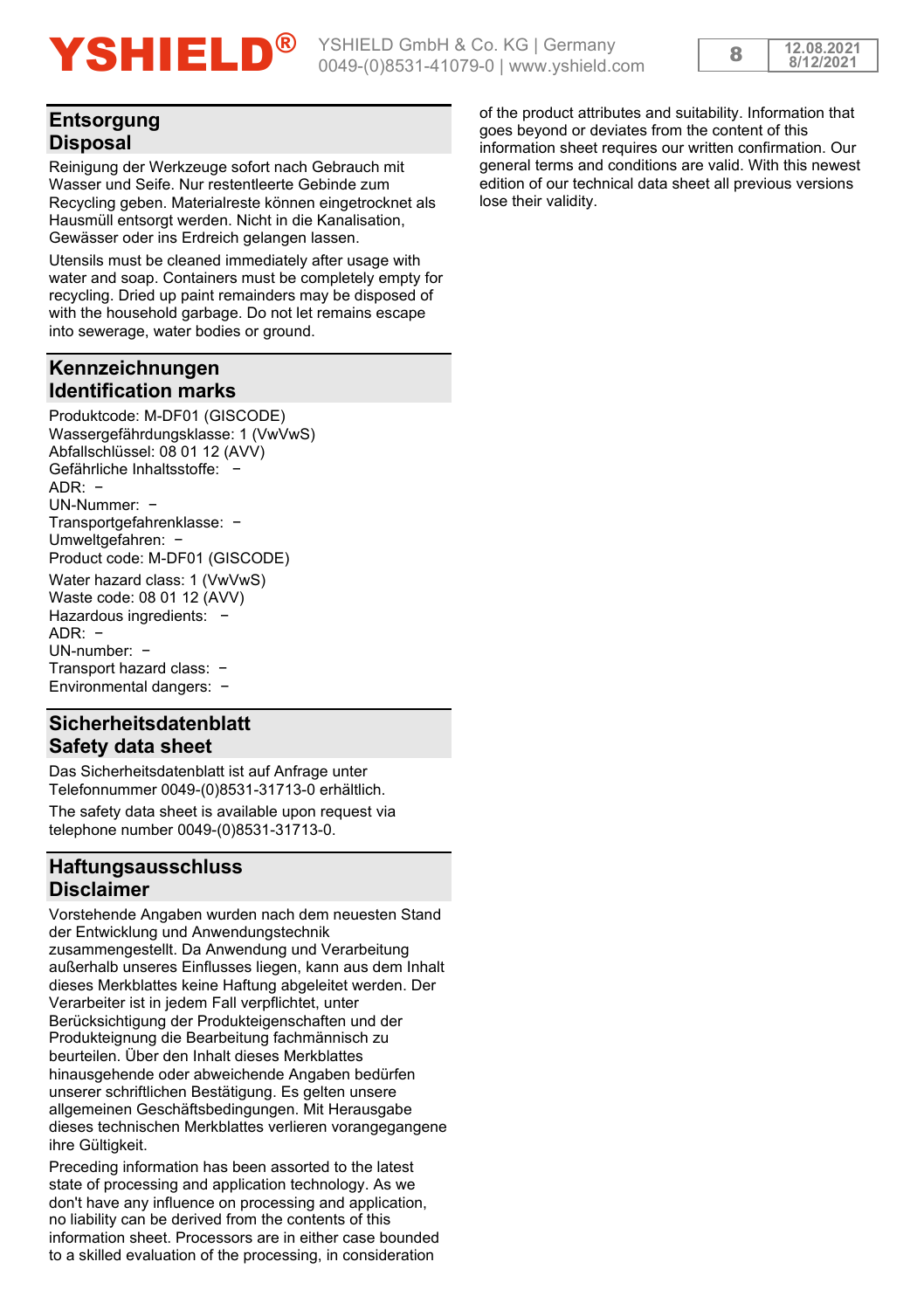## Entsorgung
## Disposal

Reinigung der Werkzeuge sofort nach Gebrauch mit Wasser und Seife. Nur restentleerte Gebinde zum Recycling geben. Materialreste können eingetrocknet als Hausmüll entsorgt werden. Nicht in die Kanalisation, Gewässer oder ins Erdreich gelangen lassen.

Utensils must be cleaned immediately after usage with water and soap. Containers must be completely empty for recycling. Dried up paint remainders may be disposed of with the household garbage. Do not let remains escape into sewerage, water bodies or ground.

## Kennzeichnungen
## Identification marks

Produktcode: M-DF01 (GISCODE)
Wassergefährdungsklasse: 1 (VwVwS)
Abfallschlüssel: 08 01 12 (AVV)
Gefährliche Inhaltsstoffe: –
ADR: –
UN-Nummer: –
Transportgefahrenklasse: –
Umweltgefahren: –

Product code: M-DF01 (GISCODE)
Water hazard class: 1 (VwVwS)
Waste code: 08 01 12 (AVV)
Hazardous ingredients: –
ADR: –
UN-number: –
Transport hazard class: –
Environmental dangers: –

## Sicherheitsdatenblatt
## Safety data sheet

Das Sicherheitsdatenblatt ist auf Anfrage unter Telefonnummer 0049-(0)8531-31713-0 erhältlich.

The safety data sheet is available upon request via telephone number 0049-(0)8531-31713-0.

## Haftungsausschluss
## Disclaimer

Vorstehende Angaben wurden nach dem neuesten Stand der Entwicklung und Anwendungstechnik zusammengestellt. Da Anwendung und Verarbeitung außerhalb unseres Einflusses liegen, kann aus dem Inhalt dieses Merkblattes keine Haftung abgeleitet werden. Der Verarbeiter ist in jedem Fall verpflichtet, unter Berücksichtigung der Produkteigenschaften und der Produkteignung die Bearbeitung fachmännisch zu beurteilen. Über den Inhalt dieses Merkblattes hinausgehende oder abweichende Angaben bedürfen unserer schriftlichen Bestätigung. Es gelten unsere allgemeinen Geschäftsbedingungen. Mit Herausgabe dieses technischen Merkblattes verlieren vorangegangene ihre Gültigkeit.

Preceding information has been assorted to the latest state of processing and application technology. As we don't have any influence on processing and application, no liability can be derived from the contents of this information sheet. Processors are in either case bounded to a skilled evaluation of the processing, in consideration of the product attributes and suitability. Information that goes beyond or deviates from the content of this information sheet requires our written confirmation. Our general terms and conditions are valid. With this newest edition of our technical data sheet all previous versions lose their validity.